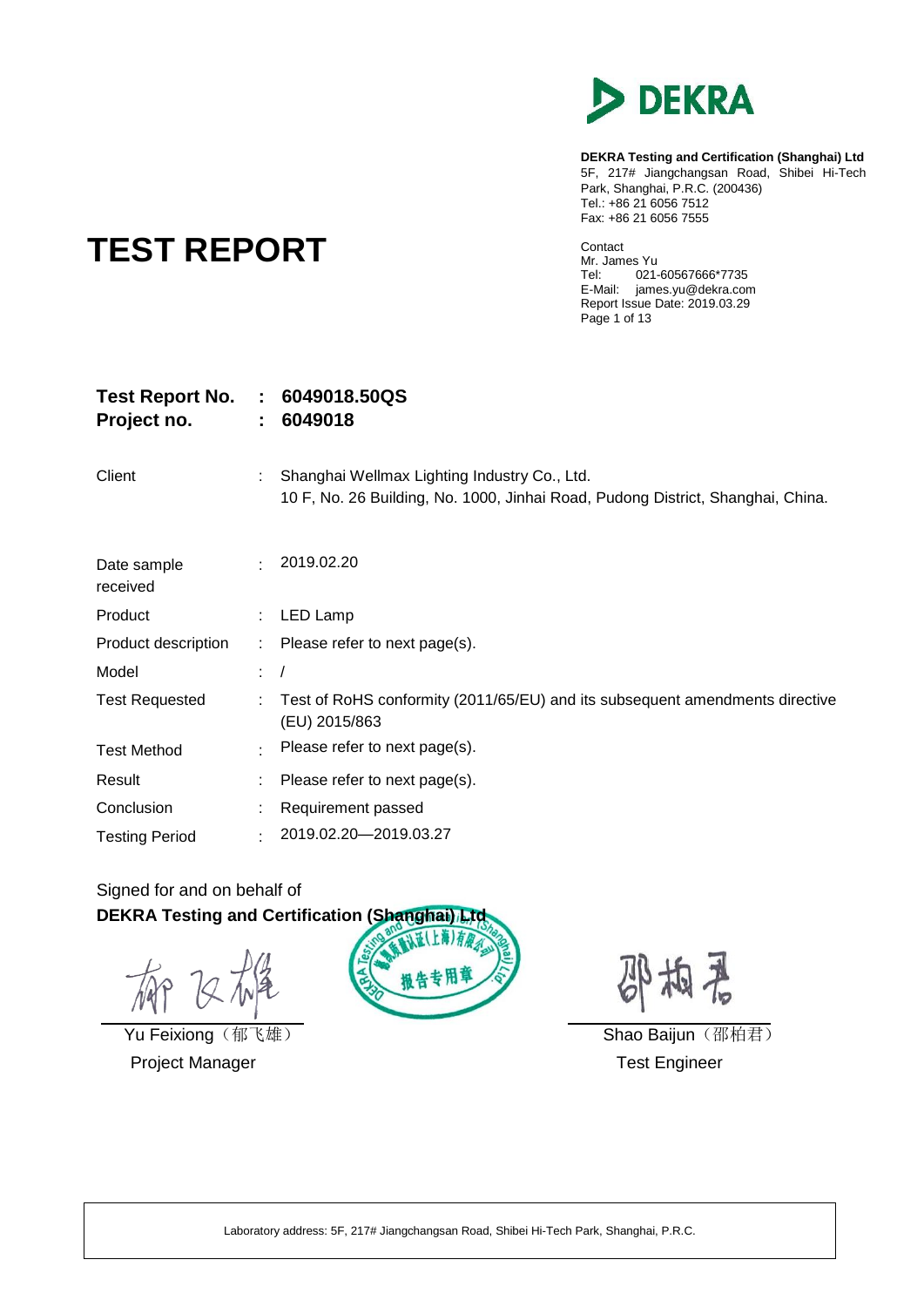DEKRA

**DEKRA Testing and Certification (Shanghai) Ltd**
5F, 217# Jiangchangsan Road, Shibei Hi-Tech Park, Shanghai, P.R.C. (200436)
Tel.: +86 21 6056 7512
Fax: +86 21 6056 7555

Contact
Mr. James Yu
Tel: 021-60567666*7735
E-Mail: james.yu@dekra.com
Report Issue Date: 2019.03.29

# TEST REPORT

**Test Report No. : 6049018.50QS**
**Project no. : 6049018**

| | | |
|---|---|---|
| Client | : | Shanghai Wellmax Lighting Industry Co., Ltd.<br>10 F, No. 26 Building, No. 1000, Jinhai Road, Pudong District, Shanghai, China. |
| Date sample received | : | 2019.02.20 |
| Product | : | LED Lamp |
| Product description | : | Please refer to next page(s). |
| Model | : | / |
| Test Requested | : | Test of RoHS conformity (2011/65/EU) and its subsequent amendments directive (EU) 2015/863 |
| Test Method | : | Please refer to next page(s). |
| Result | : | Please refer to next page(s). |
| Conclusion | : | Requirement passed |
| Testing Period | : | 2019.02.20—2019.03.27 |

Signed for and on behalf of
**DEKRA Testing and Certification (Shanghai) Ltd**

| | |
|---|---|
| Yu Feixiong（郁飞雄） | Shao Baijun（邵柏君） |
| Project Manager | Test Engineer |

Laboratory address: 5F, 217# Jiangchangsan Road, Shibei Hi-Tech Park, Shanghai, P.R.C.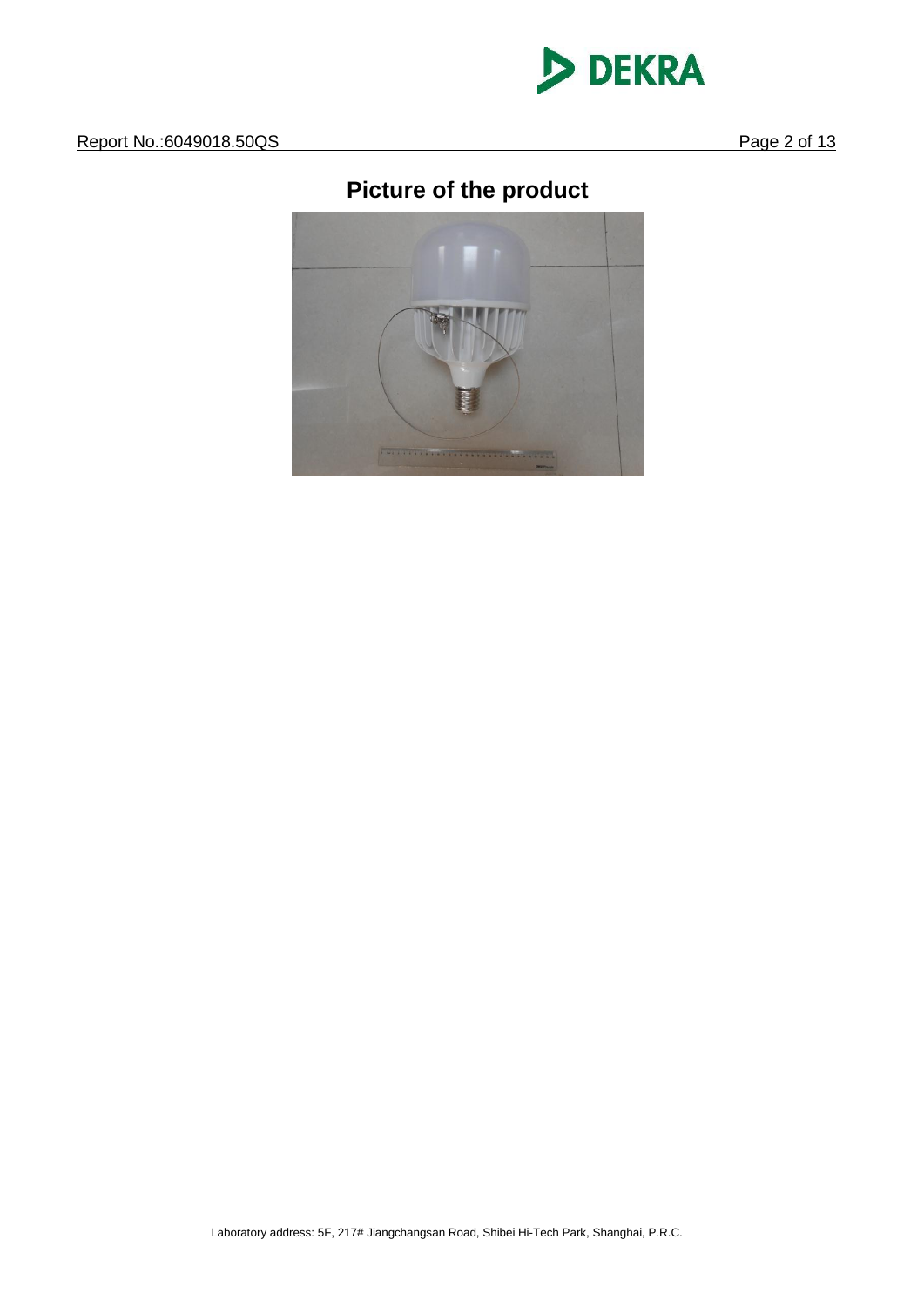# Picture of the product

Laboratory address: 5F, 217# Jiangchangsan Road, Shibei Hi-Tech Park, Shanghai, P.R.C.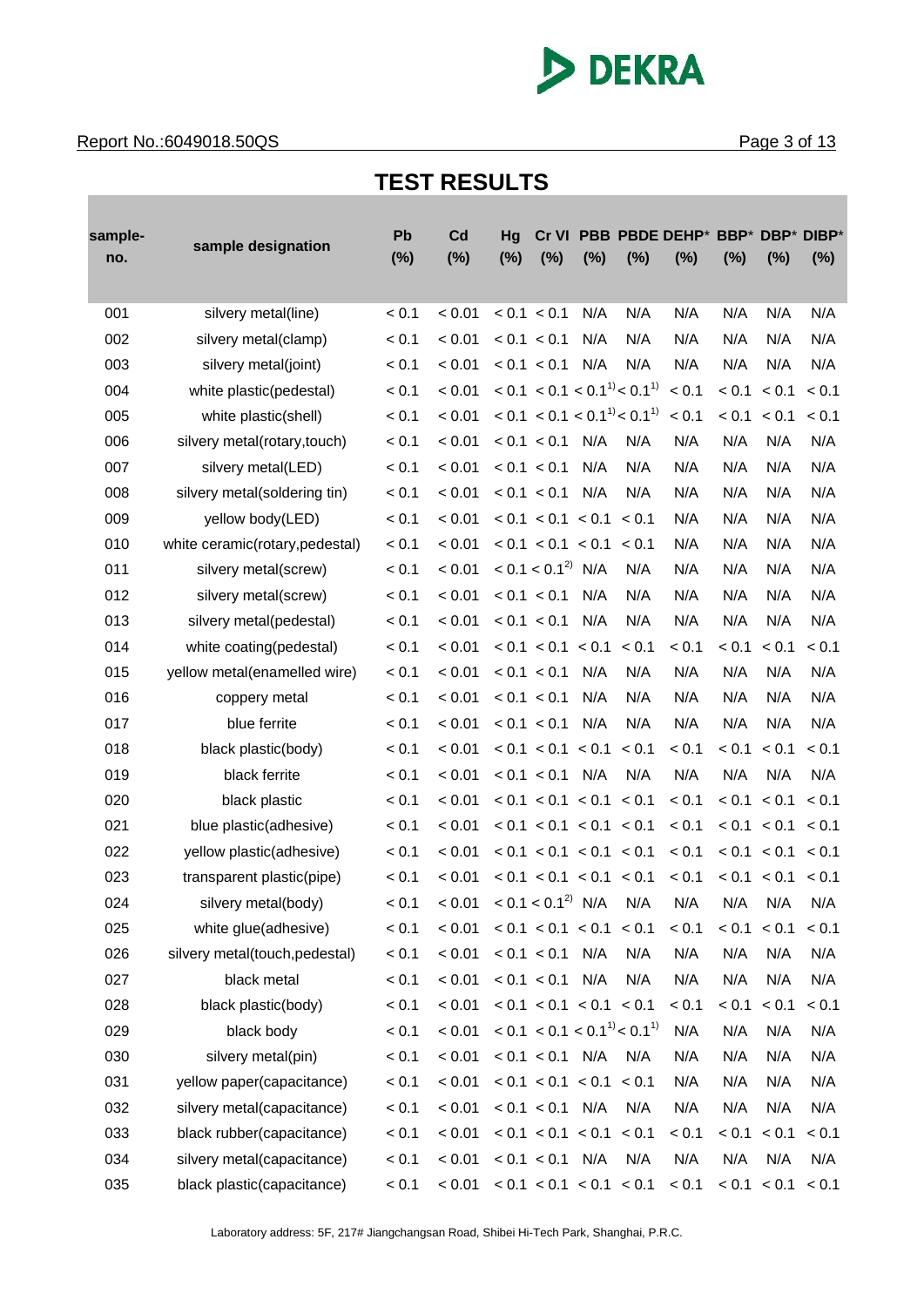Report No.:6049018.50QS

# TEST RESULTS

| sample-no. | sample designation | Pb (%) | Cd (%) | Hg (%) | Cr VI (%) | PBB (%) | PBDE (%) | DEHP* (%) | BBP* (%) | DBP* (%) | DIBP* (%) |
|---|---|---|---|---|---|---|---|---|---|---|---|
| 001 | silvery metal(line) | < 0.1 | < 0.01 | < 0.1 | < 0.1 | N/A | N/A | N/A | N/A | N/A | N/A |
| 002 | silvery metal(clamp) | < 0.1 | < 0.01 | < 0.1 | < 0.1 | N/A | N/A | N/A | N/A | N/A | N/A |
| 003 | silvery metal(joint) | < 0.1 | < 0.01 | < 0.1 | < 0.1 | N/A | N/A | N/A | N/A | N/A | N/A |
| 004 | white plastic(pedestal) | < 0.1 | < 0.01 | < 0.1 | < 0.1 | < 0.1[1)] | < 0.1[1)] | < 0.1 | < 0.1 | < 0.1 | < 0.1 |
| 005 | white plastic(shell) | < 0.1 | < 0.01 | < 0.1 | < 0.1 | < 0.1[1)] | < 0.1[1)] | < 0.1 | < 0.1 | < 0.1 | < 0.1 |
| 006 | silvery metal(rotary,touch) | < 0.1 | < 0.01 | < 0.1 | < 0.1 | N/A | N/A | N/A | N/A | N/A | N/A |
| 007 | silvery metal(LED) | < 0.1 | < 0.01 | < 0.1 | < 0.1 | N/A | N/A | N/A | N/A | N/A | N/A |
| 008 | silvery metal(soldering tin) | < 0.1 | < 0.01 | < 0.1 | < 0.1 | N/A | N/A | N/A | N/A | N/A | N/A |
| 009 | yellow body(LED) | < 0.1 | < 0.01 | < 0.1 | < 0.1 | < 0.1 | < 0.1 | N/A | N/A | N/A | N/A |
| 010 | white ceramic(rotary,pedestal) | < 0.1 | < 0.01 | < 0.1 | < 0.1 | < 0.1 | < 0.1 | N/A | N/A | N/A | N/A |
| 011 | silvery metal(screw) | < 0.1 | < 0.01 | < 0.1 | < 0.1[2)] | N/A | N/A | N/A | N/A | N/A | N/A |
| 012 | silvery metal(screw) | < 0.1 | < 0.01 | < 0.1 | < 0.1 | N/A | N/A | N/A | N/A | N/A | N/A |
| 013 | silvery metal(pedestal) | < 0.1 | < 0.01 | < 0.1 | < 0.1 | N/A | N/A | N/A | N/A | N/A | N/A |
| 014 | white coating(pedestal) | < 0.1 | < 0.01 | < 0.1 | < 0.1 | < 0.1 | < 0.1 | < 0.1 | < 0.1 | < 0.1 | < 0.1 |
| 015 | yellow metal(enamelled wire) | < 0.1 | < 0.01 | < 0.1 | < 0.1 | N/A | N/A | N/A | N/A | N/A | N/A |
| 016 | coppery metal | < 0.1 | < 0.01 | < 0.1 | < 0.1 | N/A | N/A | N/A | N/A | N/A | N/A |
| 017 | blue ferrite | < 0.1 | < 0.01 | < 0.1 | < 0.1 | N/A | N/A | N/A | N/A | N/A | N/A |
| 018 | black plastic(body) | < 0.1 | < 0.01 | < 0.1 | < 0.1 | < 0.1 | < 0.1 | < 0.1 | < 0.1 | < 0.1 | < 0.1 |
| 019 | black ferrite | < 0.1 | < 0.01 | < 0.1 | < 0.1 | N/A | N/A | N/A | N/A | N/A | N/A |
| 020 | black plastic | < 0.1 | < 0.01 | < 0.1 | < 0.1 | < 0.1 | < 0.1 | < 0.1 | < 0.1 | < 0.1 | < 0.1 |
| 021 | blue plastic(adhesive) | < 0.1 | < 0.01 | < 0.1 | < 0.1 | < 0.1 | < 0.1 | < 0.1 | < 0.1 | < 0.1 | < 0.1 |
| 022 | yellow plastic(adhesive) | < 0.1 | < 0.01 | < 0.1 | < 0.1 | < 0.1 | < 0.1 | < 0.1 | < 0.1 | < 0.1 | < 0.1 |
| 023 | transparent plastic(pipe) | < 0.1 | < 0.01 | < 0.1 | < 0.1 | < 0.1 | < 0.1 | < 0.1 | < 0.1 | < 0.1 | < 0.1 |
| 024 | silvery metal(body) | < 0.1 | < 0.01 | < 0.1 | < 0.1[2)] | N/A | N/A | N/A | N/A | N/A | N/A |
| 025 | white glue(adhesive) | < 0.1 | < 0.01 | < 0.1 | < 0.1 | < 0.1 | < 0.1 | < 0.1 | < 0.1 | < 0.1 | < 0.1 |
| 026 | silvery metal(touch,pedestal) | < 0.1 | < 0.01 | < 0.1 | < 0.1 | N/A | N/A | N/A | N/A | N/A | N/A |
| 027 | black metal | < 0.1 | < 0.01 | < 0.1 | < 0.1 | N/A | N/A | N/A | N/A | N/A | N/A |
| 028 | black plastic(body) | < 0.1 | < 0.01 | < 0.1 | < 0.1 | < 0.1 | < 0.1 | < 0.1 | < 0.1 | < 0.1 | < 0.1 |
| 029 | black body | < 0.1 | < 0.01 | < 0.1 | < 0.1 | < 0.1[1)] | < 0.1[1)] | N/A | N/A | N/A | N/A |
| 030 | silvery metal(pin) | < 0.1 | < 0.01 | < 0.1 | < 0.1 | N/A | N/A | N/A | N/A | N/A | N/A |
| 031 | yellow paper(capacitance) | < 0.1 | < 0.01 | < 0.1 | < 0.1 | < 0.1 | < 0.1 | N/A | N/A | N/A | N/A |
| 032 | silvery metal(capacitance) | < 0.1 | < 0.01 | < 0.1 | < 0.1 | N/A | N/A | N/A | N/A | N/A | N/A |
| 033 | black rubber(capacitance) | < 0.1 | < 0.01 | < 0.1 | < 0.1 | < 0.1 | < 0.1 | < 0.1 | < 0.1 | < 0.1 | < 0.1 |
| 034 | silvery metal(capacitance) | < 0.1 | < 0.01 | < 0.1 | < 0.1 | N/A | N/A | N/A | N/A | N/A | N/A |
| 035 | black plastic(capacitance) | < 0.1 | < 0.01 | < 0.1 | < 0.1 | < 0.1 | < 0.1 | < 0.1 | < 0.1 | < 0.1 | < 0.1 |

Laboratory address: 5F, 217# Jiangchangsan Road, Shibei Hi-Tech Park, Shanghai, P.R.C.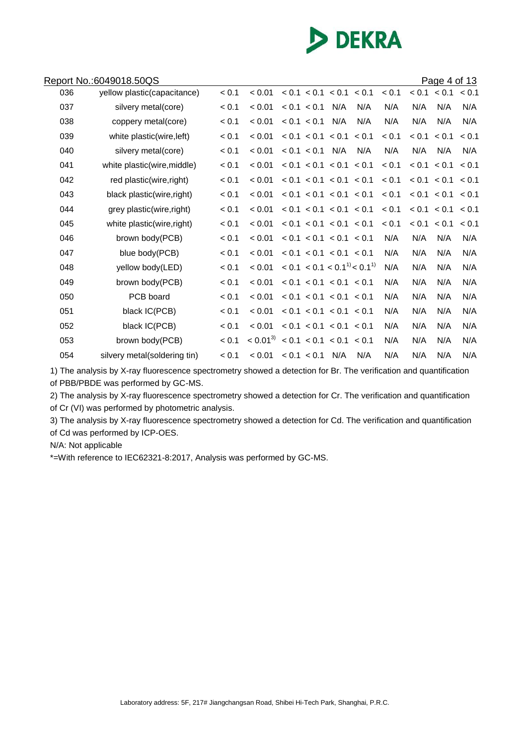Report No.:6049018.50QS

| 036 | yellow plastic(capacitance) | < 0.1 | < 0.01 | < 0.1 | < 0.1 | < 0.1 | < 0.1 | < 0.1 | < 0.1 | < 0.1 | < 0.1 |
|---|---|---|---|---|---|---|---|---|---|---|---|
| 037 | silvery metal(core) | < 0.1 | < 0.01 | < 0.1 | < 0.1 | N/A | N/A | N/A | N/A | N/A | N/A |
| 038 | coppery metal(core) | < 0.1 | < 0.01 | < 0.1 | < 0.1 | N/A | N/A | N/A | N/A | N/A | N/A |
| 039 | white plastic(wire,left) | < 0.1 | < 0.01 | < 0.1 | < 0.1 | < 0.1 | < 0.1 | < 0.1 | < 0.1 | < 0.1 | < 0.1 |
| 040 | silvery metal(core) | < 0.1 | < 0.01 | < 0.1 | < 0.1 | N/A | N/A | N/A | N/A | N/A | N/A |
| 041 | white plastic(wire,middle) | < 0.1 | < 0.01 | < 0.1 | < 0.1 | < 0.1 | < 0.1 | < 0.1 | < 0.1 | < 0.1 | < 0.1 |
| 042 | red plastic(wire,right) | < 0.1 | < 0.01 | < 0.1 | < 0.1 | < 0.1 | < 0.1 | < 0.1 | < 0.1 | < 0.1 | < 0.1 |
| 043 | black plastic(wire,right) | < 0.1 | < 0.01 | < 0.1 | < 0.1 | < 0.1 | < 0.1 | < 0.1 | < 0.1 | < 0.1 | < 0.1 |
| 044 | grey plastic(wire,right) | < 0.1 | < 0.01 | < 0.1 | < 0.1 | < 0.1 | < 0.1 | < 0.1 | < 0.1 | < 0.1 | < 0.1 |
| 045 | white plastic(wire,right) | < 0.1 | < 0.01 | < 0.1 | < 0.1 | < 0.1 | < 0.1 | < 0.1 | < 0.1 | < 0.1 | < 0.1 |
| 046 | brown body(PCB) | < 0.1 | < 0.01 | < 0.1 | < 0.1 | < 0.1 | < 0.1 | N/A | N/A | N/A | N/A |
| 047 | blue body(PCB) | < 0.1 | < 0.01 | < 0.1 | < 0.1 | < 0.1 | < 0.1 | N/A | N/A | N/A | N/A |
| 048 | yellow body(LED) | < 0.1 | < 0.01 | < 0.1 | < 0.1 | < 0.1[1] | < 0.1[1] | N/A | N/A | N/A | N/A |
| 049 | brown body(PCB) | < 0.1 | < 0.01 | < 0.1 | < 0.1 | < 0.1 | < 0.1 | N/A | N/A | N/A | N/A |
| 050 | PCB board | < 0.1 | < 0.01 | < 0.1 | < 0.1 | < 0.1 | < 0.1 | N/A | N/A | N/A | N/A |
| 051 | black IC(PCB) | < 0.1 | < 0.01 | < 0.1 | < 0.1 | < 0.1 | < 0.1 | N/A | N/A | N/A | N/A |
| 052 | black IC(PCB) | < 0.1 | < 0.01 | < 0.1 | < 0.1 | < 0.1 | < 0.1 | N/A | N/A | N/A | N/A |
| 053 | brown body(PCB) | < 0.1 | < 0.01[3] | < 0.1 | < 0.1 | < 0.1 | < 0.1 | N/A | N/A | N/A | N/A |
| 054 | silvery metal(soldering tin) | < 0.1 | < 0.01 | < 0.1 | < 0.1 | N/A | N/A | N/A | N/A | N/A | N/A |

1) The analysis by X-ray fluorescence spectrometry showed a detection for Br. The verification and quantification of PBB/PBDE was performed by GC-MS.

2) The analysis by X-ray fluorescence spectrometry showed a detection for Cr. The verification and quantification of Cr (VI) was performed by photometric analysis.

3) The analysis by X-ray fluorescence spectrometry showed a detection for Cd. The verification and quantification of Cd was performed by ICP-OES.

N/A: Not applicable

*=With reference to IEC62321-8:2017, Analysis was performed by GC-MS.

Laboratory address: 5F, 217# Jiangchangsan Road, Shibei Hi-Tech Park, Shanghai, P.R.C.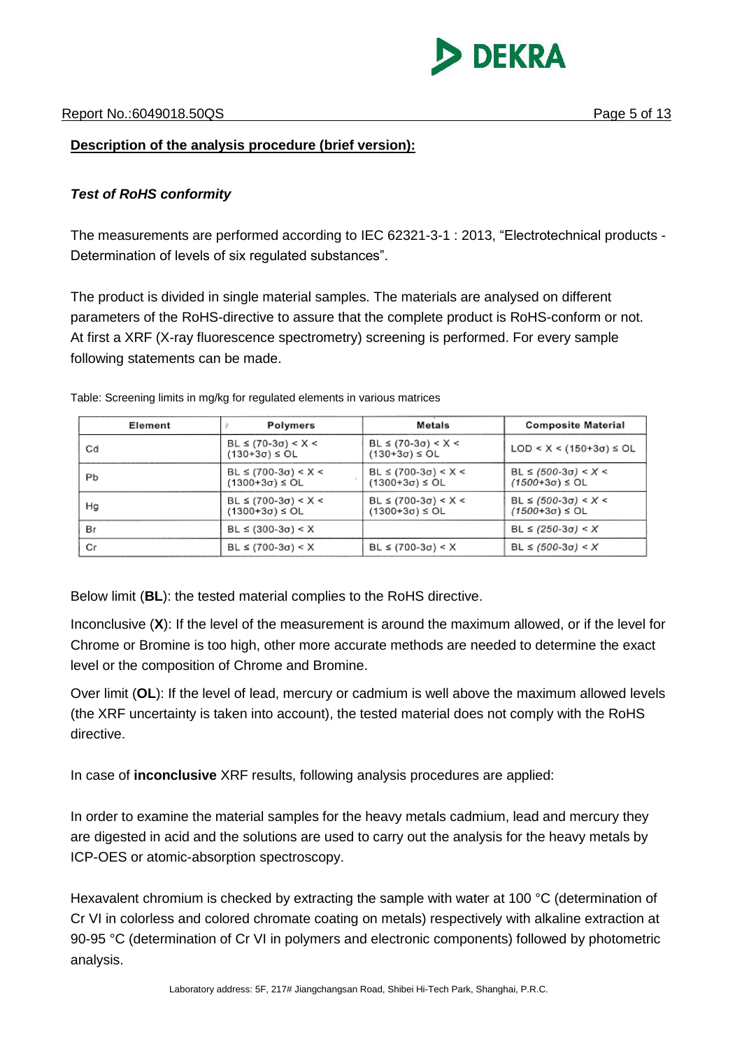**Description of the analysis procedure (brief version):**

***Test of RoHS conformity***

The measurements are performed according to IEC 62321-3-1 : 2013, "Electrotechnical products - Determination of levels of six regulated substances".

The product is divided in single material samples. The materials are analysed on different parameters of the RoHS-directive to assure that the complete product is RoHS-conform or not. At first a XRF (X-ray fluorescence spectrometry) screening is performed. For every sample following statements can be made.

Table: Screening limits in mg/kg for regulated elements in various matrices

| Element | Polymers | Metals | Composite Material |
|---|---|---|---|
| Cd | BL ≤ (70-3σ) < X < (130+3σ) ≤ OL | BL ≤ (70-3σ) < X < (130+3σ) ≤ OL | LOD < X < (150+3σ) ≤ OL |
| Pb | BL ≤ (700-3σ) < X < (1300+3σ) ≤ OL | BL ≤ (700-3σ) < X < (1300+3σ) ≤ OL | BL ≤ *(500-3σ) < X <* *(1500+3σ)* ≤ OL |
| Hg | BL ≤ (700-3σ) < X < (1300+3σ) ≤ OL | BL ≤ (700-3σ) < X < (1300+3σ) ≤ OL | BL ≤ *(500-3σ) < X <* *(1500+3σ)* ≤ OL |
| Br | BL ≤ (300-3σ) < X | | BL ≤ *(250-3σ) < X* |
| Cr | BL ≤ (700-3σ) < X | BL ≤ (700-3σ) < X | BL ≤ *(500-3σ) < X* |

Below limit (**BL**): the tested material complies to the RoHS directive.

Inconclusive (**X**): If the level of the measurement is around the maximum allowed, or if the level for Chrome or Bromine is too high, other more accurate methods are needed to determine the exact level or the composition of Chrome and Bromine.

Over limit (**OL**): If the level of lead, mercury or cadmium is well above the maximum allowed levels (the XRF uncertainty is taken into account), the tested material does not comply with the RoHS directive.

In case of **inconclusive** XRF results, following analysis procedures are applied:

In order to examine the material samples for the heavy metals cadmium, lead and mercury they are digested in acid and the solutions are used to carry out the analysis for the heavy metals by ICP-OES or atomic-absorption spectroscopy.

Hexavalent chromium is checked by extracting the sample with water at 100 °C (determination of Cr VI in colorless and colored chromate coating on metals) respectively with alkaline extraction at 90-95 °C (determination of Cr VI in polymers and electronic components) followed by photometric analysis.

Laboratory address: 5F, 217# Jiangchangsan Road, Shibei Hi-Tech Park, Shanghai, P.R.C.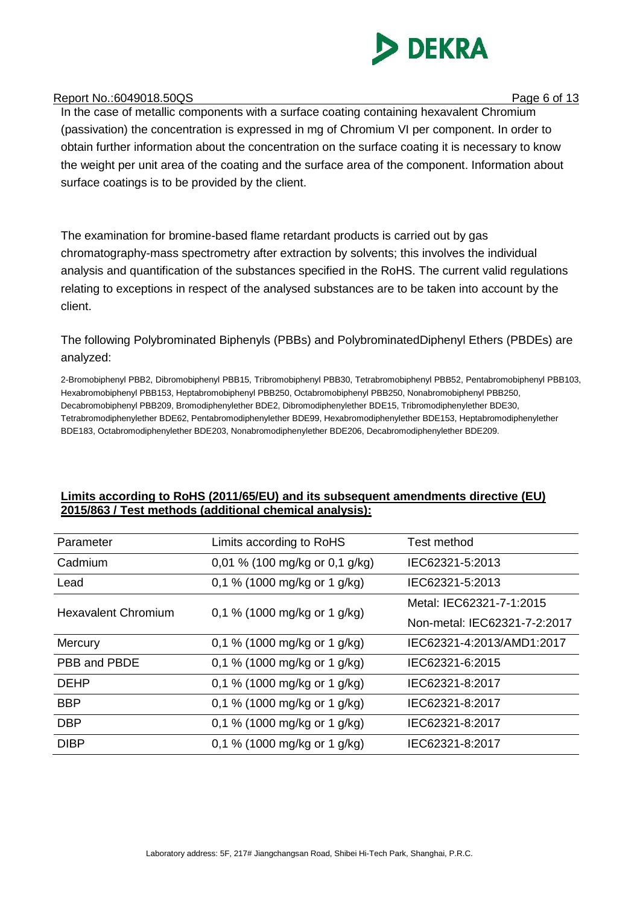In the case of metallic components with a surface coating containing hexavalent Chromium (passivation) the concentration is expressed in mg of Chromium VI per component. In order to obtain further information about the concentration on the surface coating it is necessary to know the weight per unit area of the coating and the surface area of the component. Information about surface coatings is to be provided by the client.

The examination for bromine-based flame retardant products is carried out by gas chromatography-mass spectrometry after extraction by solvents; this involves the individual analysis and quantification of the substances specified in the RoHS. The current valid regulations relating to exceptions in respect of the analysed substances are to be taken into account by the client.

The following Polybrominated Biphenyls (PBBs) and PolybrominatedDiphenyl Ethers (PBDEs) are analyzed:

2-Bromobiphenyl PBB2, Dibromobiphenyl PBB15, Tribromobiphenyl PBB30, Tetrabromobiphenyl PBB52, Pentabromobiphenyl PBB103, Hexabromobiphenyl PBB153, Heptabromobiphenyl PBB250, Octabromobiphenyl PBB250, Nonabromobiphenyl PBB250, Decabromobiphenyl PBB209, Bromodiphenylether BDE2, Dibromodiphenylether BDE15, Tribromodiphenylether BDE30, Tetrabromodiphenylether BDE62, Pentabromodiphenylether BDE99, Hexabromodiphenylether BDE153, Heptabromodiphenylether BDE183, Octabromodiphenylether BDE203, Nonabromodiphenylether BDE206, Decabromodiphenylether BDE209.

**Limits according to RoHS (2011/65/EU) and its subsequent amendments directive (EU) 2015/863 / Test methods (additional chemical analysis):**

| Parameter | Limits according to RoHS | Test method |
|---|---|---|
| Cadmium | 0,01 % (100 mg/kg or 0,1 g/kg) | IEC62321-5:2013 |
| Lead | 0,1 % (1000 mg/kg or 1 g/kg) | IEC62321-5:2013 |
| Hexavalent Chromium | 0,1 % (1000 mg/kg or 1 g/kg) | Metal: IEC62321-7-1:2015<br>Non-metal: IEC62321-7-2:2017 |
| Mercury | 0,1 % (1000 mg/kg or 1 g/kg) | IEC62321-4:2013/AMD1:2017 |
| PBB and PBDE | 0,1 % (1000 mg/kg or 1 g/kg) | IEC62321-6:2015 |
| DEHP | 0,1 % (1000 mg/kg or 1 g/kg) | IEC62321-8:2017 |
| BBP | 0,1 % (1000 mg/kg or 1 g/kg) | IEC62321-8:2017 |
| DBP | 0,1 % (1000 mg/kg or 1 g/kg) | IEC62321-8:2017 |
| DIBP | 0,1 % (1000 mg/kg or 1 g/kg) | IEC62321-8:2017 |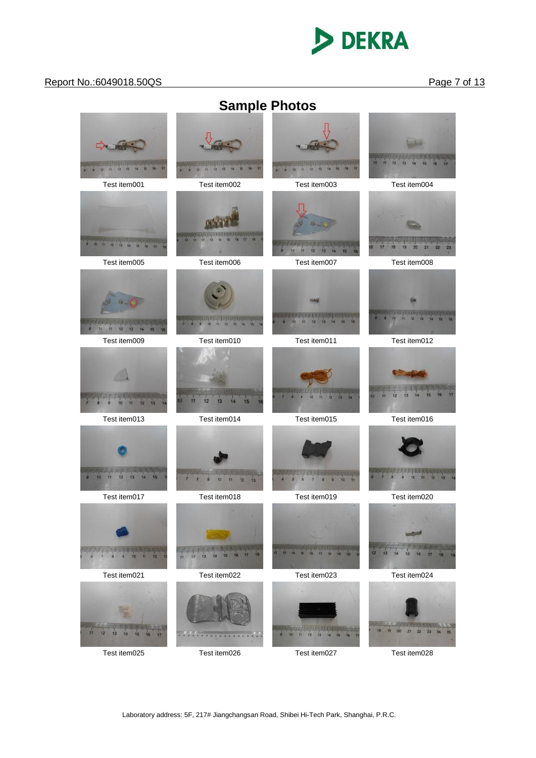# Sample Photos

| | | | |
|---|---|---|---|
| Test item001 | Test item002 | Test item003 | Test item004 |
| Test item005 | Test item006 | Test item007 | Test item008 |
| Test item009 | Test item010 | Test item011 | Test item012 |
| Test item013 | Test item014 | Test item015 | Test item016 |
| Test item017 | Test item018 | Test item019 | Test item020 |
| Test item021 | Test item022 | Test item023 | Test item024 |
| Test item025 | Test item026 | Test item027 | Test item028 |

Laboratory address: 5F, 217# Jiangchangsan Road, Shibei Hi-Tech Park, Shanghai, P.R.C.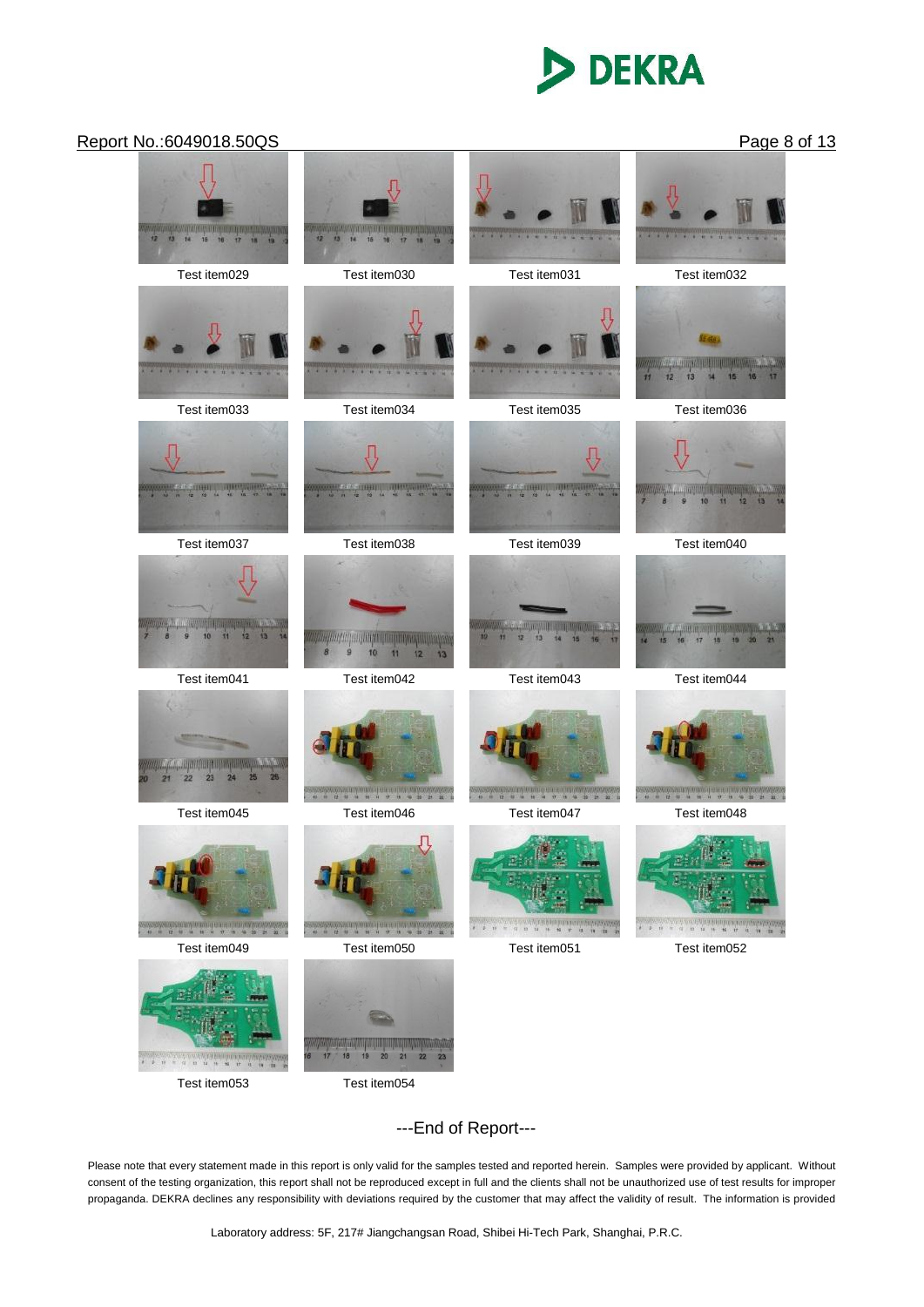Test item029

Test item030

Test item031

Test item032

Test item033

Test item034

Test item035

Test item036

Test item037

Test item038

Test item039

Test item040

Test item041

Test item042

Test item043

Test item044

Test item045

Test item046

Test item047

Test item048

Test item049

Test item050

Test item051

Test item052

Test item053

Test item054

---End of Report---

Please note that every statement made in this report is only valid for the samples tested and reported herein. Samples were provided by applicant. Without consent of the testing organization, this report shall not be reproduced except in full and the clients shall not be unauthorized use of test results for improper propaganda. DEKRA declines any responsibility with deviations required by the customer that may affect the validity of result. The information is provided

Laboratory address: 5F, 217# Jiangchangsan Road, Shibei Hi-Tech Park, Shanghai, P.R.C.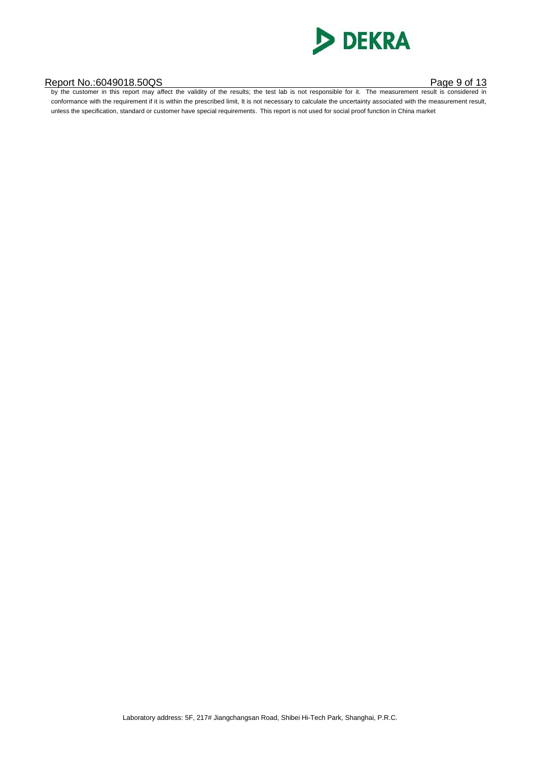by the customer in this report may affect the validity of the results; the test lab is not responsible for it. The measurement result is considered in conformance with the requirement if it is within the prescribed limit, It is not necessary to calculate the uncertainty associated with the measurement result, unless the specification, standard or customer have special requirements. This report is not used for social proof function in China market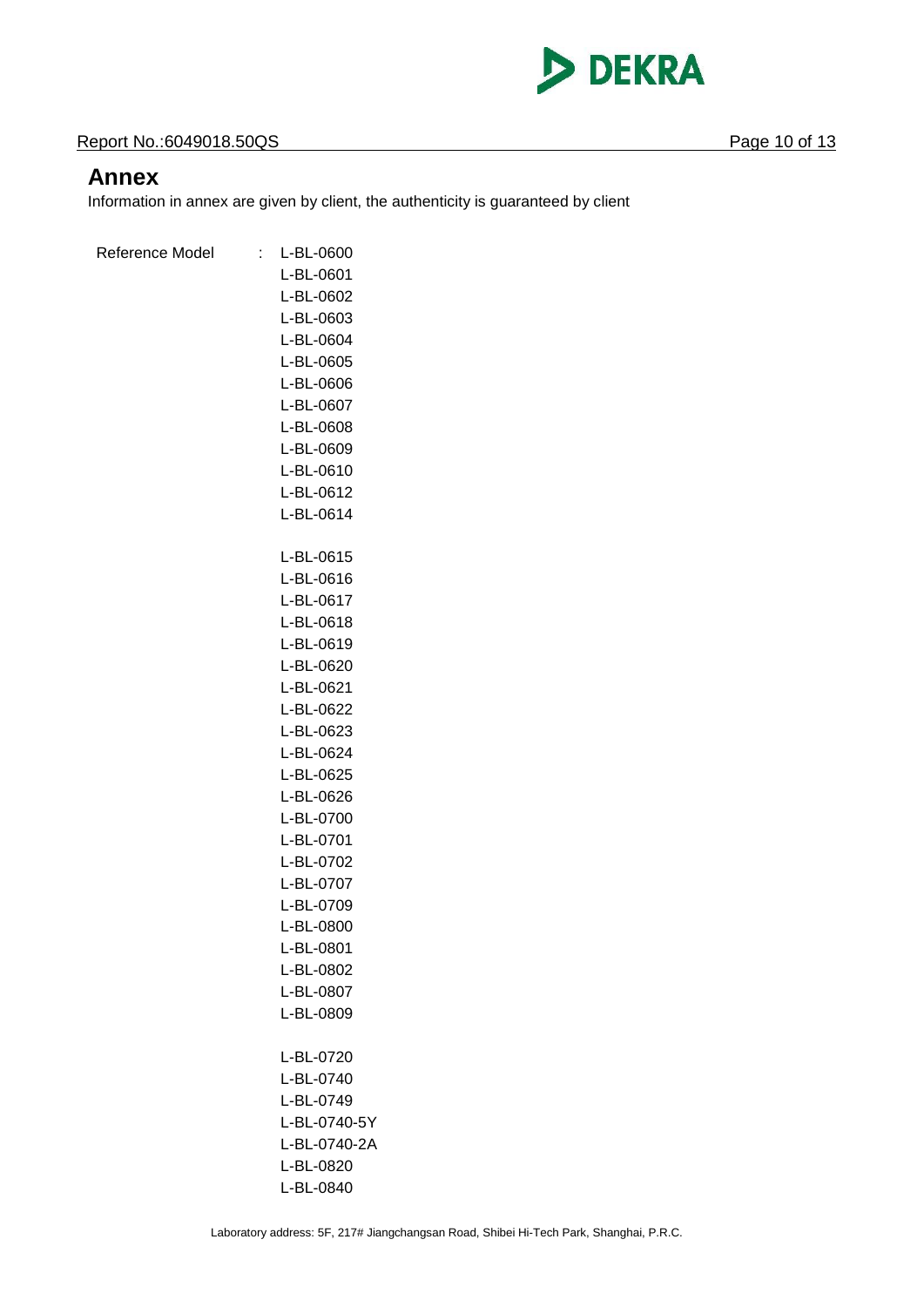## Annex

Information in annex are given by client, the authenticity is guaranteed by client

Reference Model : L-BL-0600
L-BL-0601
L-BL-0602
L-BL-0603
L-BL-0604
L-BL-0605
L-BL-0606
L-BL-0607
L-BL-0608
L-BL-0609
L-BL-0610
L-BL-0612
L-BL-0614

L-BL-0615
L-BL-0616
L-BL-0617
L-BL-0618
L-BL-0619
L-BL-0620
L-BL-0621
L-BL-0622
L-BL-0623
L-BL-0624
L-BL-0625
L-BL-0626
L-BL-0700
L-BL-0701
L-BL-0702
L-BL-0707
L-BL-0709
L-BL-0800
L-BL-0801
L-BL-0802
L-BL-0807
L-BL-0809

L-BL-0720
L-BL-0740
L-BL-0749
L-BL-0740-5Y
L-BL-0740-2A
L-BL-0820
L-BL-0840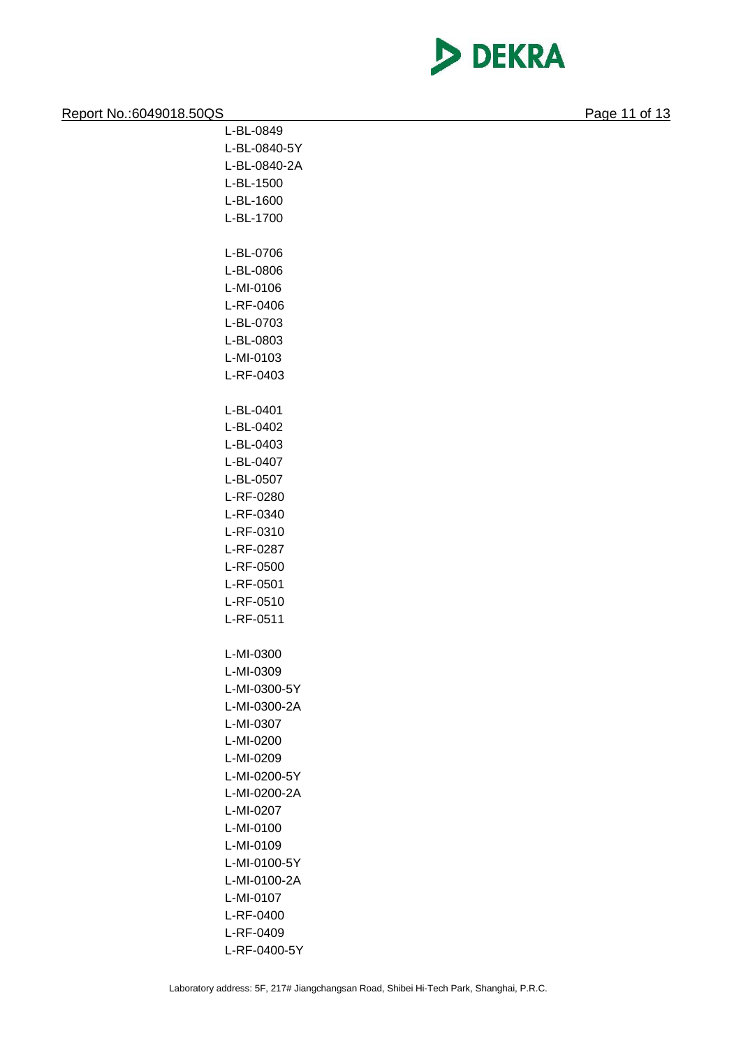L-BL-0849
L-BL-0840-5Y
L-BL-0840-2A
L-BL-1500
L-BL-1600
L-BL-1700

L-BL-0706
L-BL-0806
L-MI-0106
L-RF-0406
L-BL-0703
L-BL-0803
L-MI-0103
L-RF-0403

L-BL-0401
L-BL-0402
L-BL-0403
L-BL-0407
L-BL-0507
L-RF-0280
L-RF-0340
L-RF-0310
L-RF-0287
L-RF-0500
L-RF-0501
L-RF-0510
L-RF-0511

L-MI-0300
L-MI-0309
L-MI-0300-5Y
L-MI-0300-2A
L-MI-0307
L-MI-0200
L-MI-0209
L-MI-0200-5Y
L-MI-0200-2A
L-MI-0207
L-MI-0100
L-MI-0109
L-MI-0100-5Y
L-MI-0100-2A
L-MI-0107
L-RF-0400
L-RF-0409
L-RF-0400-5Y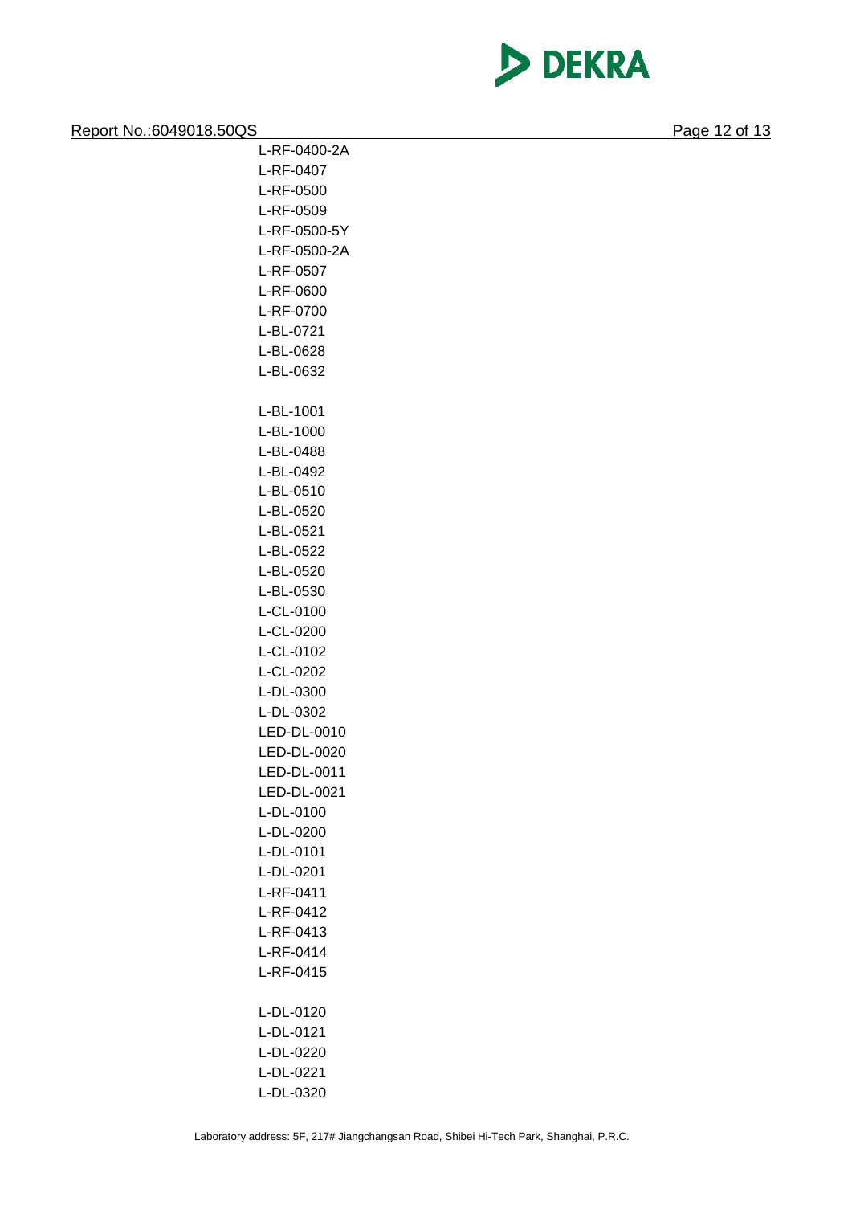L-RF-0400-2A
L-RF-0407
L-RF-0500
L-RF-0509
L-RF-0500-5Y
L-RF-0500-2A
L-RF-0507
L-RF-0600
L-RF-0700
L-BL-0721
L-BL-0628
L-BL-0632

L-BL-1001
L-BL-1000
L-BL-0488
L-BL-0492
L-BL-0510
L-BL-0520
L-BL-0521
L-BL-0522
L-BL-0520
L-BL-0530
L-CL-0100
L-CL-0200
L-CL-0102
L-CL-0202
L-DL-0300
L-DL-0302
LED-DL-0010
LED-DL-0020
LED-DL-0011
LED-DL-0021
L-DL-0100
L-DL-0200
L-DL-0101
L-DL-0201
L-RF-0411
L-RF-0412
L-RF-0413
L-RF-0414
L-RF-0415

L-DL-0120
L-DL-0121
L-DL-0220
L-DL-0221
L-DL-0320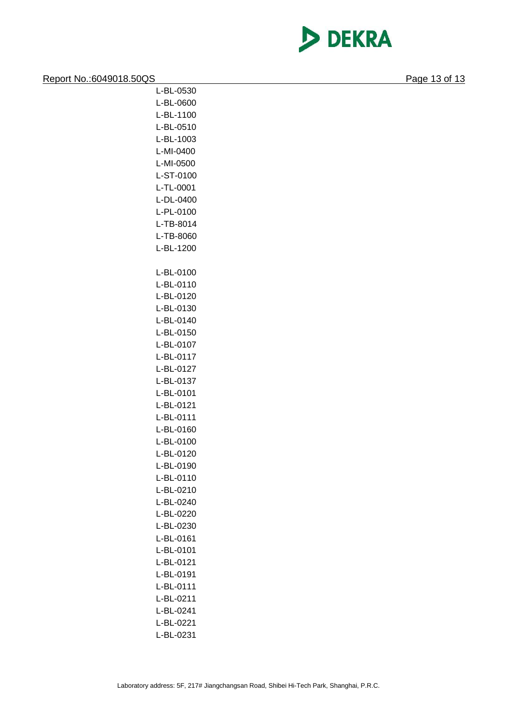L-BL-0530
L-BL-0600
L-BL-1100
L-BL-0510
L-BL-1003
L-MI-0400
L-MI-0500
L-ST-0100
L-TL-0001
L-DL-0400
L-PL-0100
L-TB-8014
L-TB-8060
L-BL-1200

L-BL-0100
L-BL-0110
L-BL-0120
L-BL-0130
L-BL-0140
L-BL-0150
L-BL-0107
L-BL-0117
L-BL-0127
L-BL-0137
L-BL-0101
L-BL-0121
L-BL-0111
L-BL-0160
L-BL-0100
L-BL-0120
L-BL-0190
L-BL-0110
L-BL-0210
L-BL-0240
L-BL-0220
L-BL-0230
L-BL-0161
L-BL-0101
L-BL-0121
L-BL-0191
L-BL-0111
L-BL-0211
L-BL-0241
L-BL-0221
L-BL-0231

Laboratory address: 5F, 217# Jiangchangsan Road, Shibei Hi-Tech Park, Shanghai, P.R.C.